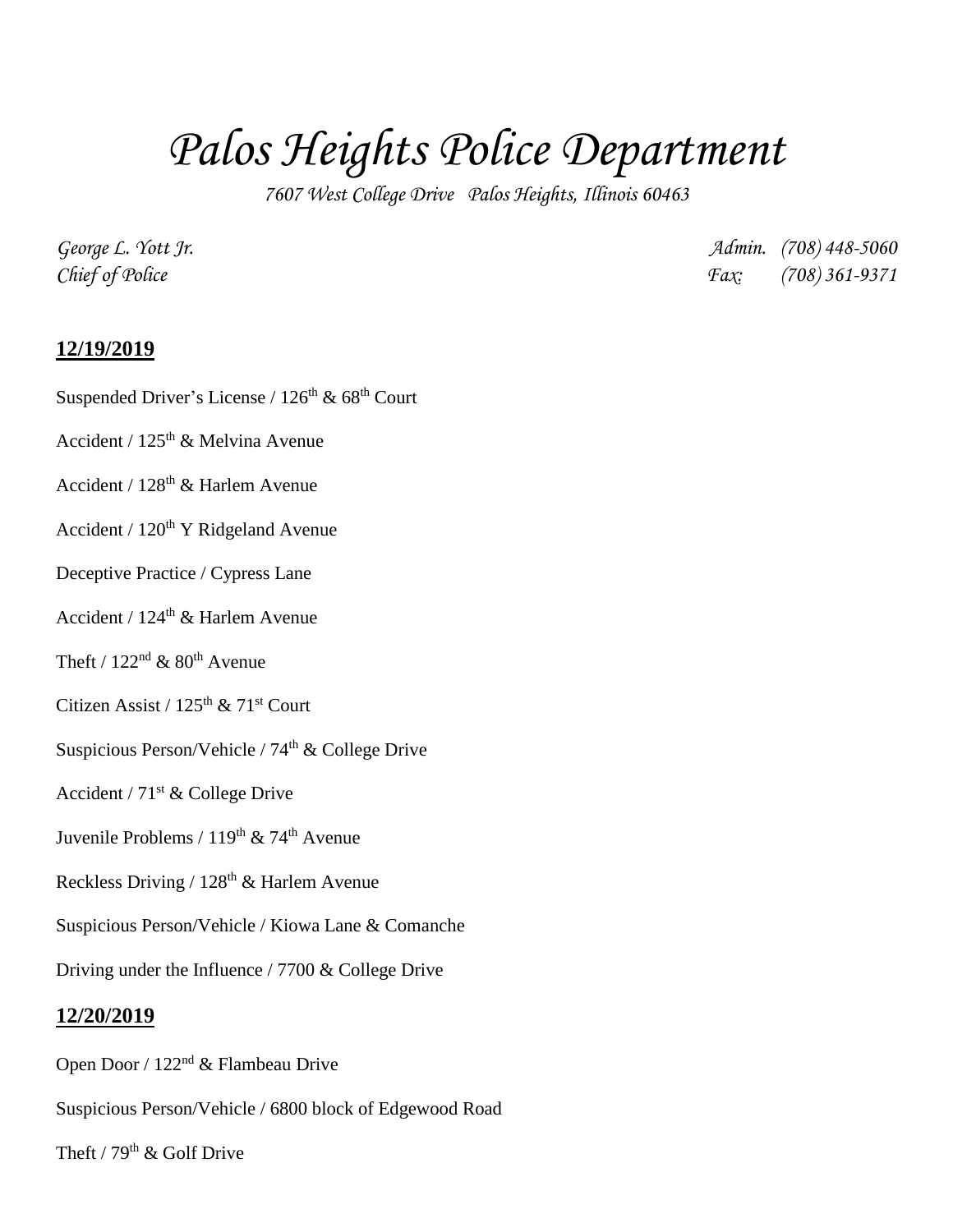# Palos Heights Police Department

*7607 West College Drive Palos Heights, Illinois 60463*

*George L. Yott Jr.*
*Chief of Police*

*Admin. (708) 448-5060*
*Fax: (708) 361-9371*

## 12/19/2019

Suspended Driver's License / 126th & 68th Court

Accident / 125th & Melvina Avenue

Accident / 128th & Harlem Avenue

Accident / 120th Y Ridgeland Avenue

Deceptive Practice / Cypress Lane

Accident / 124th & Harlem Avenue

Theft / 122nd & 80th Avenue

Citizen Assist / 125th & 71st Court

Suspicious Person/Vehicle / 74th & College Drive

Accident / 71st & College Drive

Juvenile Problems / 119th & 74th Avenue

Reckless Driving / 128th & Harlem Avenue

Suspicious Person/Vehicle / Kiowa Lane & Comanche

Driving under the Influence / 7700 & College Drive

## 12/20/2019

Open Door / 122nd & Flambeau Drive

Suspicious Person/Vehicle / 6800 block of Edgewood Road

Theft / 79th & Golf Drive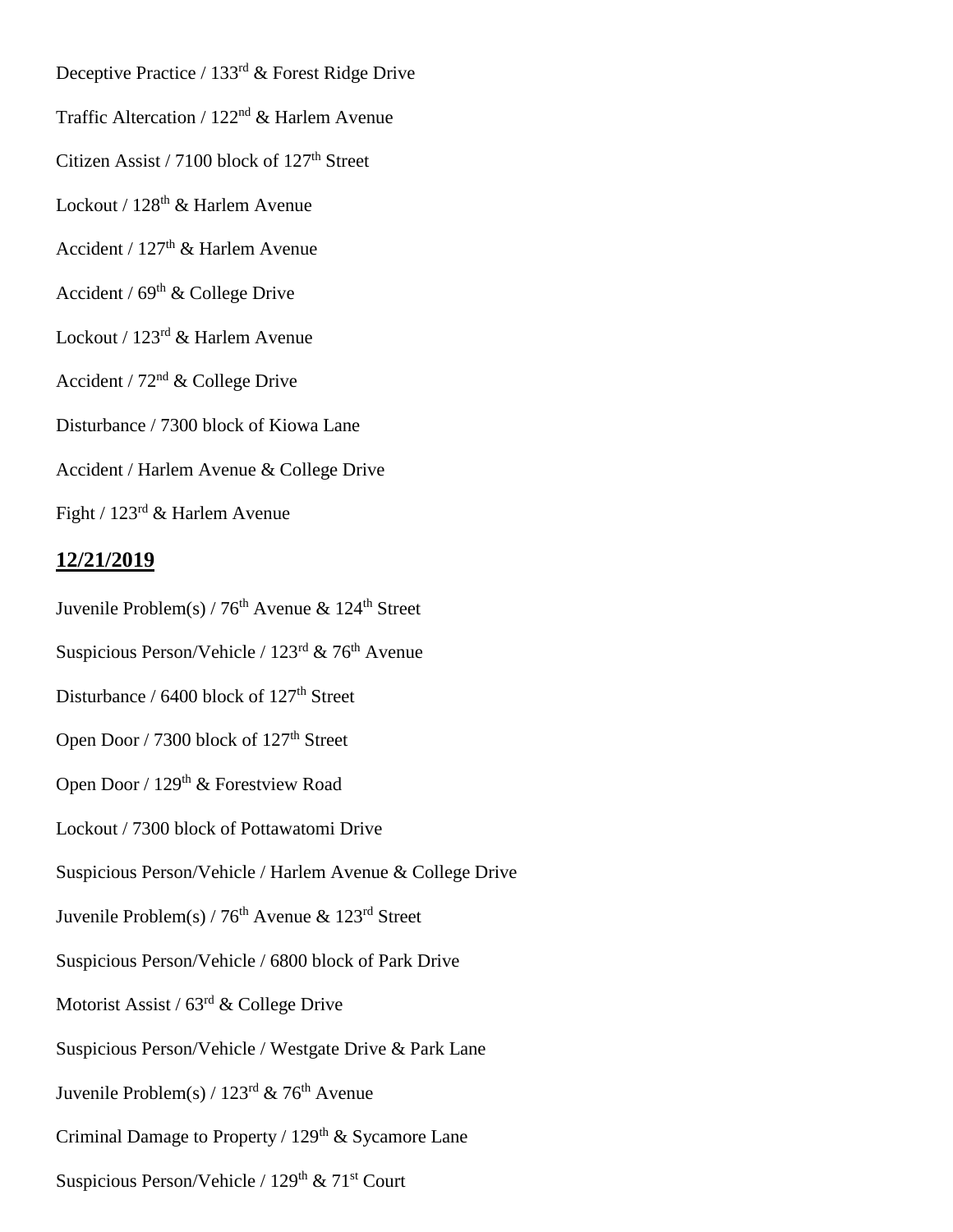Deceptive Practice / 133rd & Forest Ridge Drive

Traffic Altercation / 122nd & Harlem Avenue

Citizen Assist / 7100 block of 127th Street

Lockout / 128th & Harlem Avenue

Accident / 127th & Harlem Avenue

Accident / 69th & College Drive

Lockout / 123rd & Harlem Avenue

Accident / 72nd & College Drive

Disturbance / 7300 block of Kiowa Lane

Accident / Harlem Avenue & College Drive

Fight / 123rd & Harlem Avenue

## 12/21/2019

Juvenile Problem(s) / 76th Avenue & 124th Street

Suspicious Person/Vehicle / 123rd & 76th Avenue

Disturbance / 6400 block of 127th Street

Open Door / 7300 block of 127th Street

Open Door / 129th & Forestview Road

Lockout / 7300 block of Pottawatomi Drive

Suspicious Person/Vehicle / Harlem Avenue & College Drive

Juvenile Problem(s) / 76th Avenue & 123rd Street

Suspicious Person/Vehicle / 6800 block of Park Drive

Motorist Assist / 63rd & College Drive

Suspicious Person/Vehicle / Westgate Drive & Park Lane

Juvenile Problem(s) / 123rd & 76th Avenue

Criminal Damage to Property / 129th & Sycamore Lane

Suspicious Person/Vehicle / 129th & 71st Court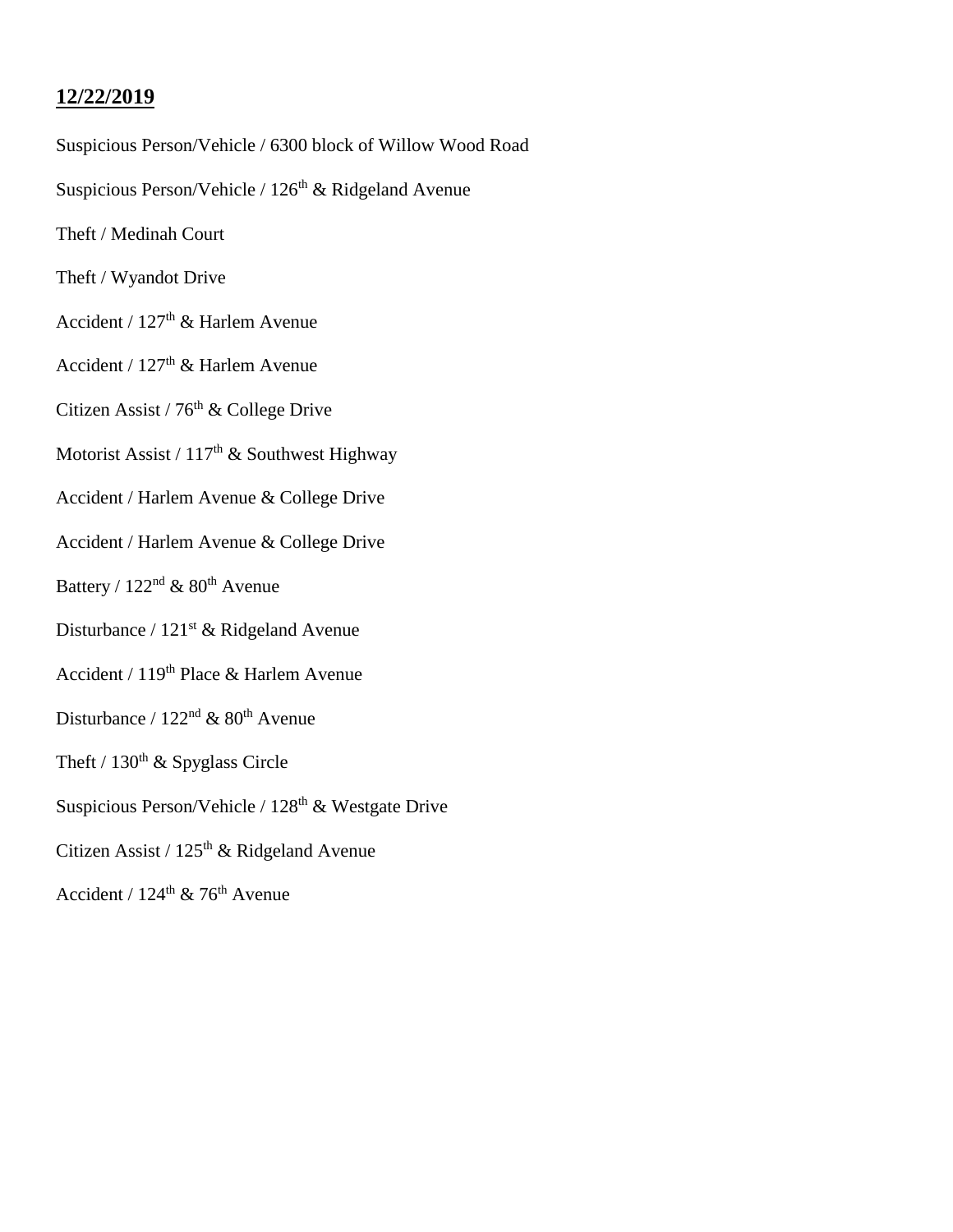**12/22/2019**

Suspicious Person/Vehicle / 6300 block of Willow Wood Road

Suspicious Person/Vehicle / 126th & Ridgeland Avenue

Theft / Medinah Court

Theft / Wyandot Drive

Accident / 127th & Harlem Avenue

Accident / 127th & Harlem Avenue

Citizen Assist / 76th & College Drive

Motorist Assist / 117th & Southwest Highway

Accident / Harlem Avenue & College Drive

Accident / Harlem Avenue & College Drive

Battery / 122nd & 80th Avenue

Disturbance / 121st & Ridgeland Avenue

Accident / 119th Place & Harlem Avenue

Disturbance / 122nd & 80th Avenue

Theft / 130th & Spyglass Circle

Suspicious Person/Vehicle / 128th & Westgate Drive

Citizen Assist / 125th & Ridgeland Avenue

Accident / 124th & 76th Avenue